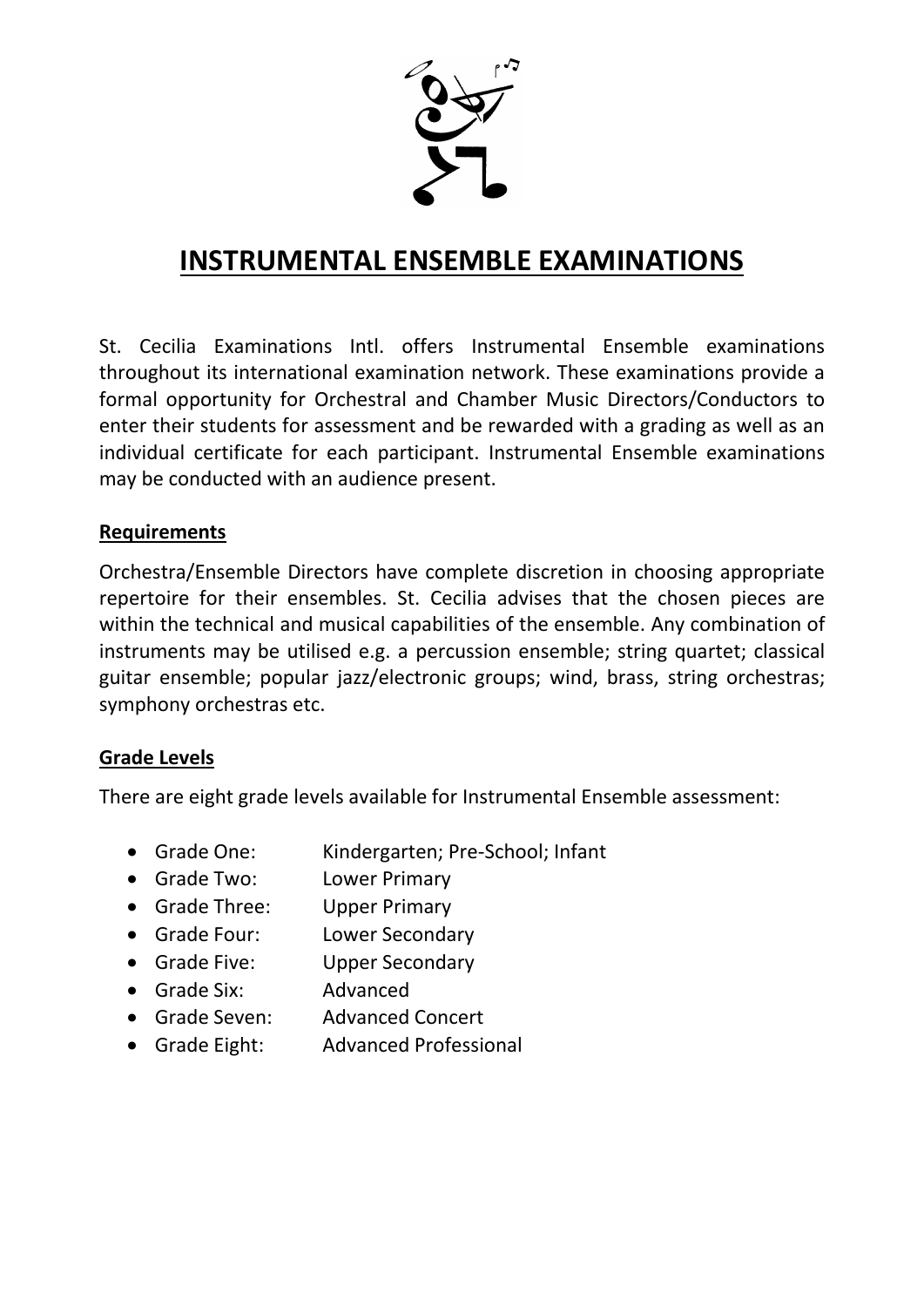# INSTRUMENTAL ENSEMBLE EXAMINATIONS

St. Cecilia Examinations Intl. offers Instrumental Ensemble examinations throughout its international examination network. These examinations provide a formal opportunity for Orchestral and Chamber Music Directors/Conductors to enter their students for assessment and be rewarded with a grading as well as an individual certificate for each participant. Instrumental Ensemble examinations may be conducted with an audience present.

## Requirements

Orchestra/Ensemble Directors have complete discretion in choosing appropriate repertoire for their ensembles. St. Cecilia advises that the chosen pieces are within the technical and musical capabilities of the ensemble. Any combination of instruments may be utilised e.g. a percussion ensemble; string quartet; classical guitar ensemble; popular jazz/electronic groups; wind, brass, string orchestras; symphony orchestras etc.

## Grade Levels

There are eight grade levels available for Instrumental Ensemble assessment:

- Grade One: Kindergarten; Pre-School; Infant
- Grade Two: Lower Primary
- Grade Three: Upper Primary
- Grade Four: Lower Secondary
- Grade Five: Upper Secondary
- Grade Six: Advanced
- Grade Seven: Advanced Concert
- Grade Eight: Advanced Professional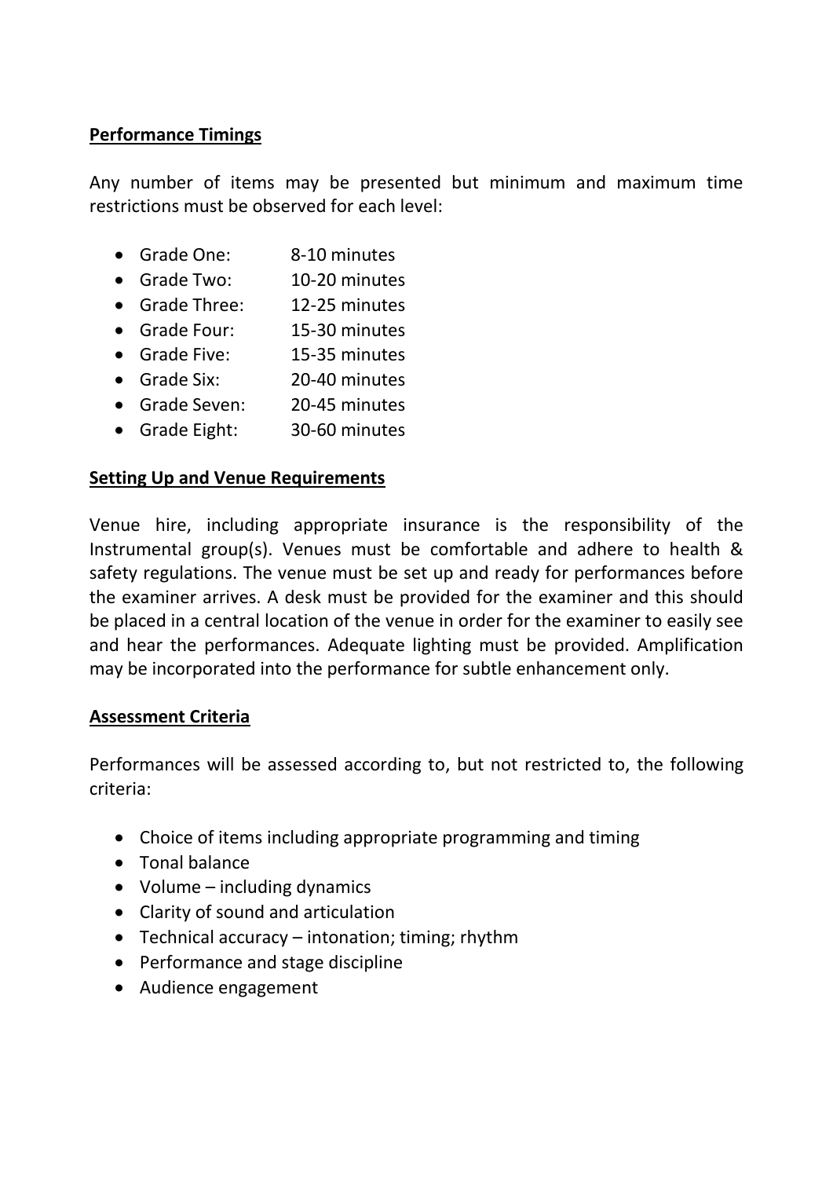**Performance Timings**

Any number of items may be presented but minimum and maximum time restrictions must be observed for each level:

- Grade One: 8-10 minutes
- Grade Two: 10-20 minutes
- Grade Three: 12-25 minutes
- Grade Four: 15-30 minutes
- Grade Five: 15-35 minutes
- Grade Six: 20-40 minutes
- Grade Seven: 20-45 minutes
- Grade Eight: 30-60 minutes

**Setting Up and Venue Requirements**

Venue hire, including appropriate insurance is the responsibility of the Instrumental group(s). Venues must be comfortable and adhere to health & safety regulations. The venue must be set up and ready for performances before the examiner arrives. A desk must be provided for the examiner and this should be placed in a central location of the venue in order for the examiner to easily see and hear the performances. Adequate lighting must be provided. Amplification may be incorporated into the performance for subtle enhancement only.

**Assessment Criteria**

Performances will be assessed according to, but not restricted to, the following criteria:

- Choice of items including appropriate programming and timing
- Tonal balance
- Volume – including dynamics
- Clarity of sound and articulation
- Technical accuracy – intonation; timing; rhythm
- Performance and stage discipline
- Audience engagement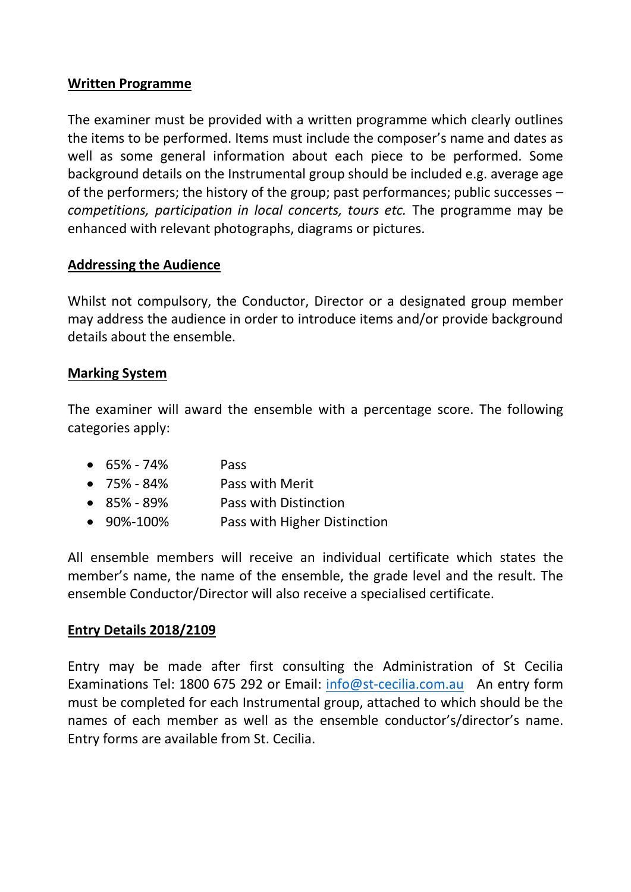**Written Programme**

The examiner must be provided with a written programme which clearly outlines the items to be performed. Items must include the composer's name and dates as well as some general information about each piece to be performed. Some background details on the Instrumental group should be included e.g. average age of the performers; the history of the group; past performances; public successes – *competitions, participation in local concerts, tours etc.* The programme may be enhanced with relevant photographs, diagrams or pictures.

**Addressing the Audience**

Whilst not compulsory, the Conductor, Director or a designated group member may address the audience in order to introduce items and/or provide background details about the ensemble.

**Marking System**

The examiner will award the ensemble with a percentage score. The following categories apply:

- 65% - 74% Pass
- 75% - 84% Pass with Merit
- 85% - 89% Pass with Distinction
- 90%-100% Pass with Higher Distinction

All ensemble members will receive an individual certificate which states the member's name, the name of the ensemble, the grade level and the result. The ensemble Conductor/Director will also receive a specialised certificate.

**Entry Details 2018/2109**

Entry may be made after first consulting the Administration of St Cecilia Examinations Tel: 1800 675 292 or Email: info@st-cecilia.com.au An entry form must be completed for each Instrumental group, attached to which should be the names of each member as well as the ensemble conductor's/director's name. Entry forms are available from St. Cecilia.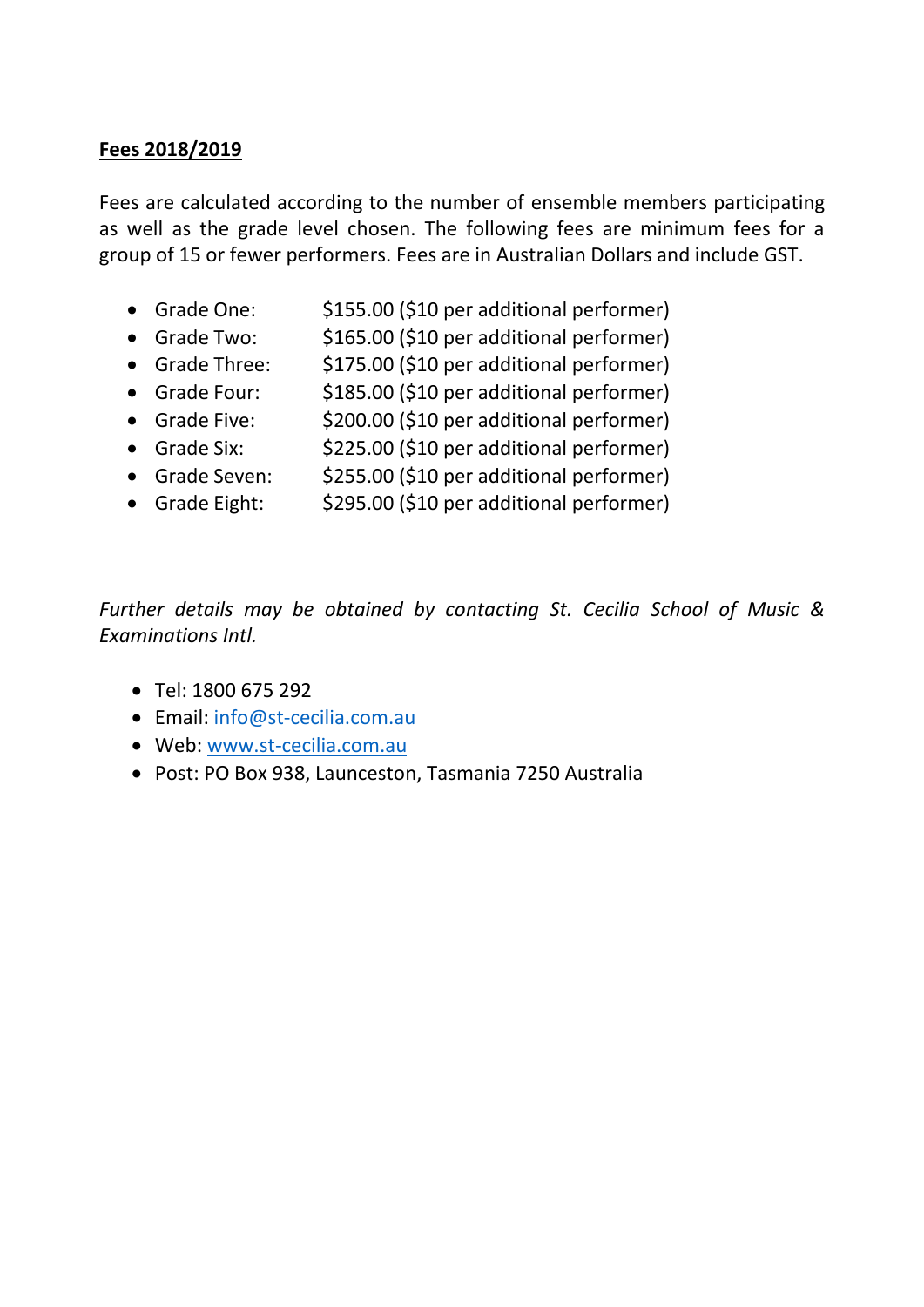**Fees 2018/2019**

Fees are calculated according to the number of ensemble members participating as well as the grade level chosen. The following fees are minimum fees for a group of 15 or fewer performers. Fees are in Australian Dollars and include GST.

- Grade One: $155.00 ($10 per additional performer)
- Grade Two: $165.00 ($10 per additional performer)
- Grade Three: $175.00 ($10 per additional performer)
- Grade Four: $185.00 ($10 per additional performer)
- Grade Five: $200.00 ($10 per additional performer)
- Grade Six: $225.00 ($10 per additional performer)
- Grade Seven: $255.00 ($10 per additional performer)
- Grade Eight: $295.00 ($10 per additional performer)

*Further details may be obtained by contacting St. Cecilia School of Music & Examinations Intl.*

- Tel: 1800 675 292
- Email: info@st-cecilia.com.au
- Web: www.st-cecilia.com.au
- Post: PO Box 938, Launceston, Tasmania 7250 Australia